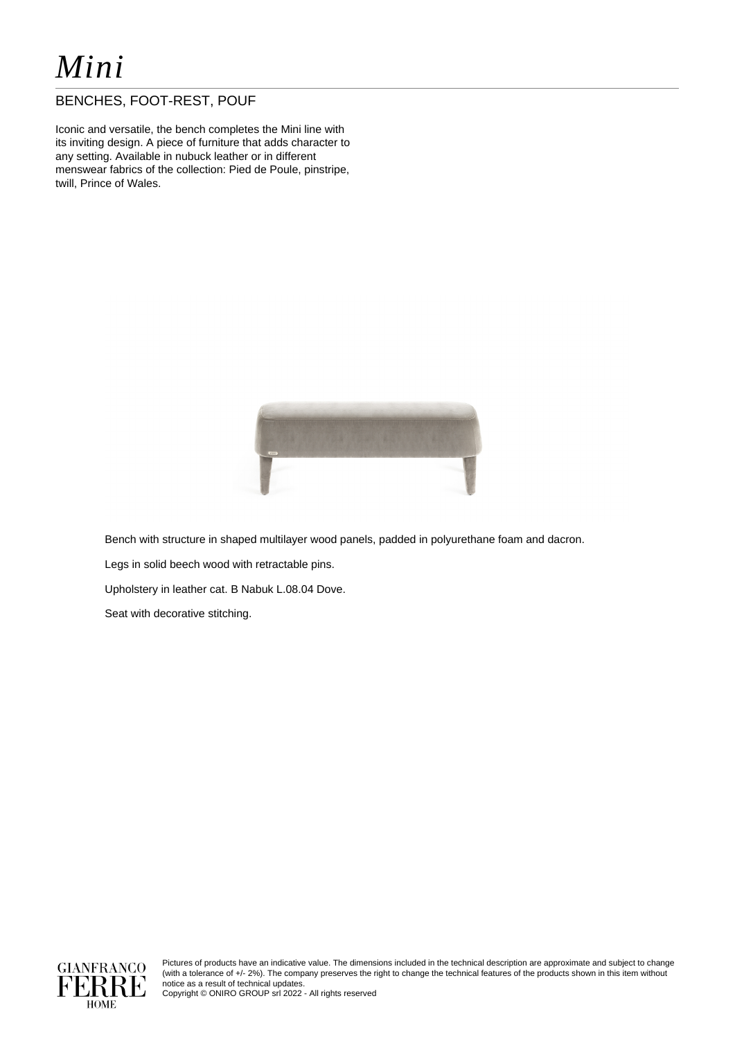# *Mini*

## BENCHES, FOOT-REST, POUF

Iconic and versatile, the bench completes the Mini line with its inviting design. A piece of furniture that adds character to any setting. Available in nubuck leather or in different menswear fabrics of the collection: Pied de Poule, pinstripe, twill, Prince of Wales.

Bench with structure in shaped multilayer wood panels, padded in polyurethane foam and dacron.

Legs in solid beech wood with retractable pins.

Upholstery in leather cat. B Nabuk L.08.04 Dove.

Seat with decorative stitching.

GIANFRANCO FERRE HOME

Pictures of products have an indicative value. The dimensions included in the technical description are approximate and subject to change (with a tolerance of +/- 2%). The company preserves the right to change the technical features of the products shown in this item without notice as a result of technical updates.
Copyright © ONIRO GROUP srl 2022 - All rights reserved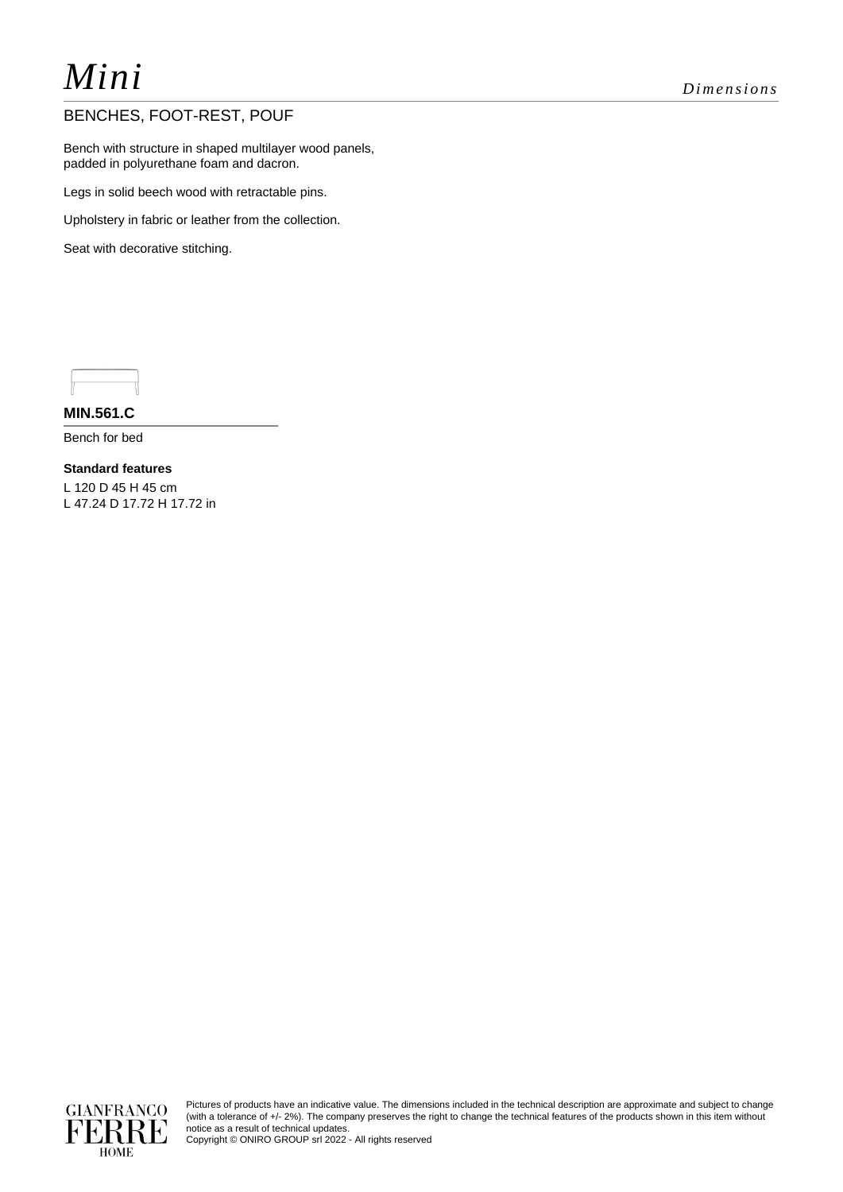# *Mini*

*Dimensions*

## BENCHES, FOOT-REST, POUF

Bench with structure in shaped multilayer wood panels, padded in polyurethane foam and dacron.

Legs in solid beech wood with retractable pins.

Upholstery in fabric or leather from the collection.

Seat with decorative stitching.

### MIN.561.C

Bench for bed

**Standard features**

L 120 D 45 H 45 cm
L 47.24 D 17.72 H 17.72 in

Pictures of products have an indicative value. The dimensions included in the technical description are approximate and subject to change (with a tolerance of +/- 2%). The company preserves the right to change the technical features of the products shown in this item without notice as a result of technical updates.
Copyright © ONIRO GROUP srl 2022 - All rights reserved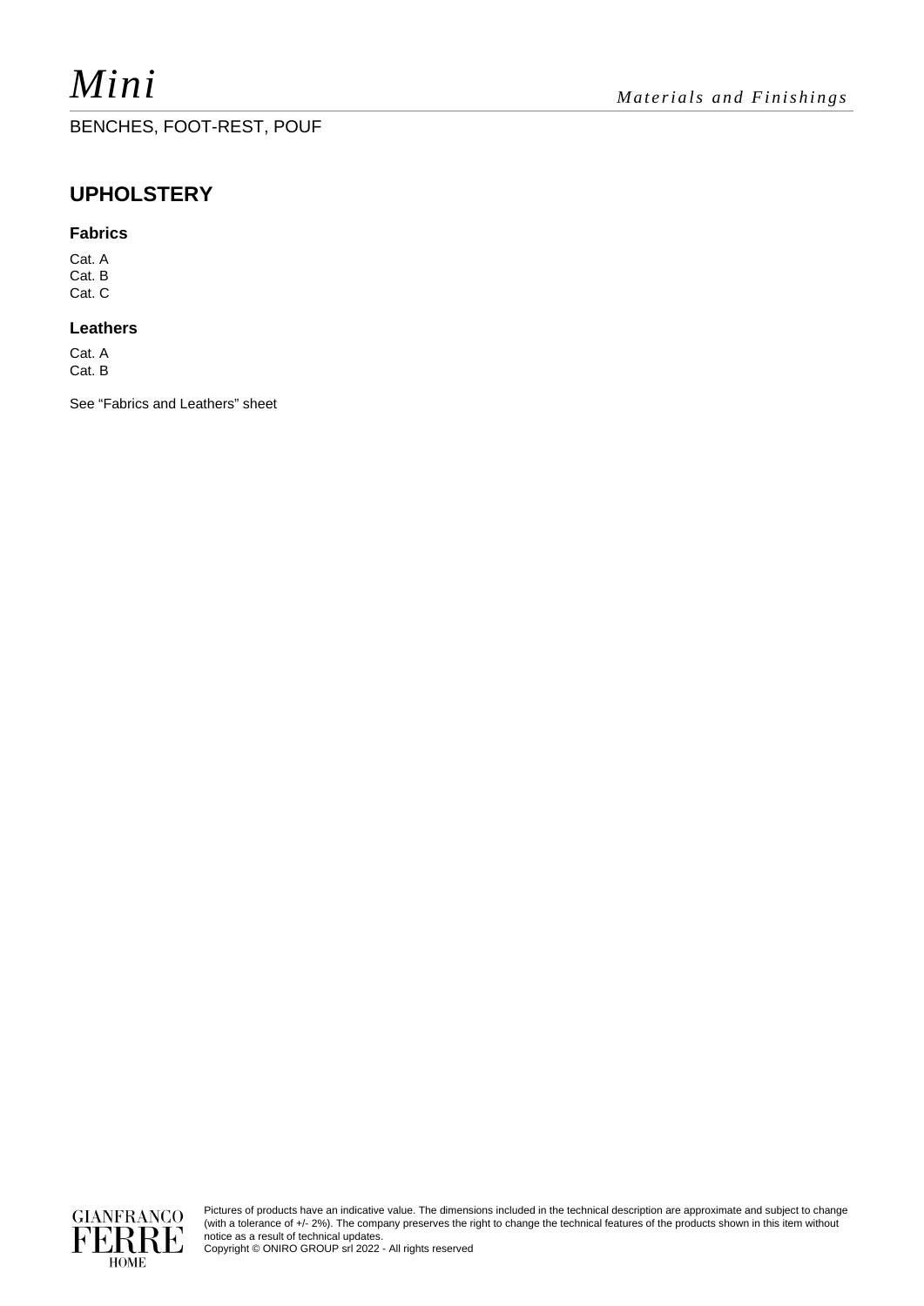# *Mini*

*Materials and Finishings*

BENCHES, FOOT-REST, POUF

## UPHOLSTERY

### Fabrics

Cat. A
Cat. B
Cat. C

### Leathers

Cat. A
Cat. B

See “Fabrics and Leathers” sheet

GIANFRANCO FERRE HOME

Pictures of products have an indicative value. The dimensions included in the technical description are approximate and subject to change (with a tolerance of +/- 2%). The company preserves the right to change the technical features of the products shown in this item without notice as a result of technical updates.
Copyright © ONIRO GROUP srl 2022 - All rights reserved